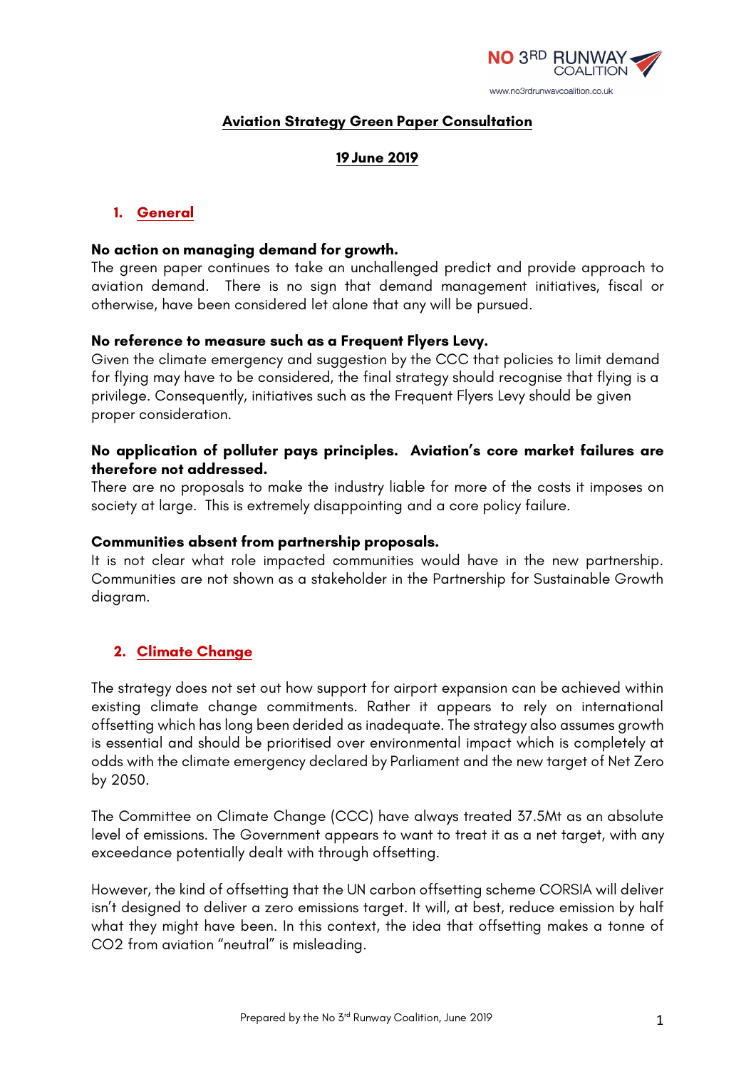# Aviation Strategy Green Paper Consultation

**19 June 2019**

## 1. General

**No action on managing demand for growth.**
The green paper continues to take an unchallenged predict and provide approach to aviation demand. There is no sign that demand management initiatives, fiscal or otherwise, have been considered let alone that any will be pursued.

**No reference to measure such as a Frequent Flyers Levy.**
Given the climate emergency and suggestion by the CCC that policies to limit demand for flying may have to be considered, the final strategy should recognise that flying is a privilege. Consequently, initiatives such as the Frequent Flyers Levy should be given proper consideration.

**No application of polluter pays principles. Aviation's core market failures are therefore not addressed.**
There are no proposals to make the industry liable for more of the costs it imposes on society at large. This is extremely disappointing and a core policy failure.

**Communities absent from partnership proposals.**
It is not clear what role impacted communities would have in the new partnership. Communities are not shown as a stakeholder in the Partnership for Sustainable Growth diagram.

## 2. Climate Change

The strategy does not set out how support for airport expansion can be achieved within existing climate change commitments. Rather it appears to rely on international offsetting which has long been derided as inadequate. The strategy also assumes growth is essential and should be prioritised over environmental impact which is completely at odds with the climate emergency declared by Parliament and the new target of Net Zero by 2050.

The Committee on Climate Change (CCC) have always treated 37.5Mt as an absolute level of emissions. The Government appears to want to treat it as a net target, with any exceedance potentially dealt with through offsetting.

However, the kind of offsetting that the UN carbon offsetting scheme CORSIA will deliver isn't designed to deliver a zero emissions target. It will, at best, reduce emission by half what they might have been. In this context, the idea that offsetting makes a tonne of $CO_2$ from aviation "neutral" is misleading.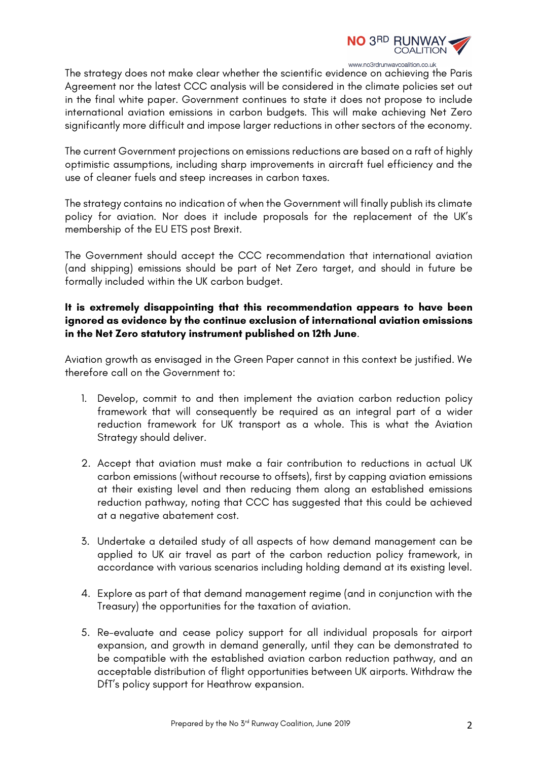The strategy does not make clear whether the scientific evidence on achieving the Paris Agreement nor the latest CCC analysis will be considered in the climate policies set out in the final white paper. Government continues to state it does not propose to include international aviation emissions in carbon budgets. This will make achieving Net Zero significantly more difficult and impose larger reductions in other sectors of the economy.

The current Government projections on emissions reductions are based on a raft of highly optimistic assumptions, including sharp improvements in aircraft fuel efficiency and the use of cleaner fuels and steep increases in carbon taxes.

The strategy contains no indication of when the Government will finally publish its climate policy for aviation. Nor does it include proposals for the replacement of the UK's membership of the EU ETS post Brexit.

The Government should accept the CCC recommendation that international aviation (and shipping) emissions should be part of Net Zero target, and should in future be formally included within the UK carbon budget.

**It is extremely disappointing that this recommendation appears to have been ignored as evidence by the continue exclusion of international aviation emissions in the Net Zero statutory instrument published on 12th June**.

Aviation growth as envisaged in the Green Paper cannot in this context be justified. We therefore call on the Government to:

1. Develop, commit to and then implement the aviation carbon reduction policy framework that will consequently be required as an integral part of a wider reduction framework for UK transport as a whole. This is what the Aviation Strategy should deliver.

2. Accept that aviation must make a fair contribution to reductions in actual UK carbon emissions (without recourse to offsets), first by capping aviation emissions at their existing level and then reducing them along an established emissions reduction pathway, noting that CCC has suggested that this could be achieved at a negative abatement cost.

3. Undertake a detailed study of all aspects of how demand management can be applied to UK air travel as part of the carbon reduction policy framework, in accordance with various scenarios including holding demand at its existing level.

4. Explore as part of that demand management regime (and in conjunction with the Treasury) the opportunities for the taxation of aviation.

5. Re-evaluate and cease policy support for all individual proposals for airport expansion, and growth in demand generally, until they can be demonstrated to be compatible with the established aviation carbon reduction pathway, and an acceptable distribution of flight opportunities between UK airports. Withdraw the DfT's policy support for Heathrow expansion.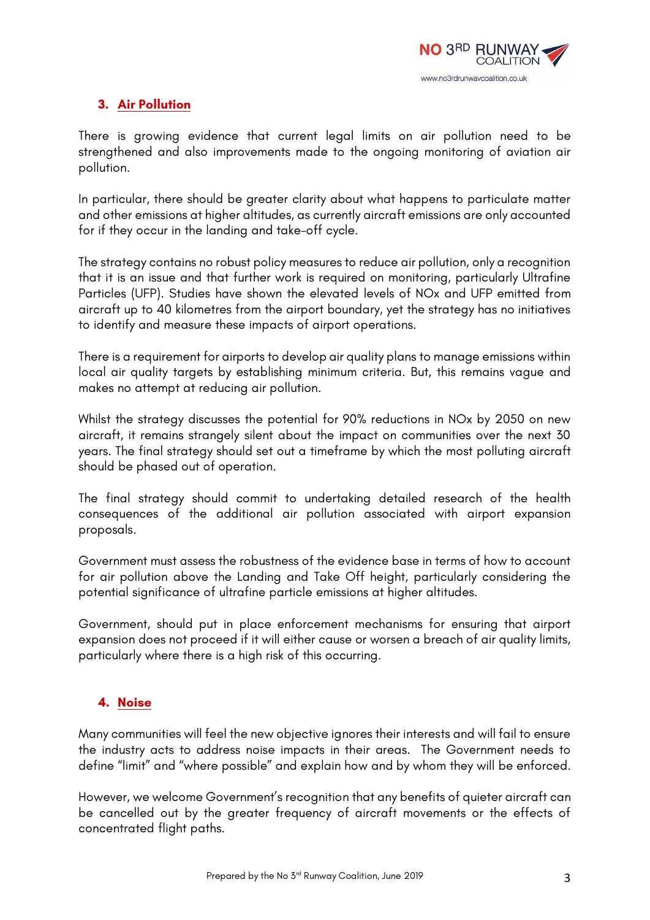## 3. Air Pollution

There is growing evidence that current legal limits on air pollution need to be strengthened and also improvements made to the ongoing monitoring of aviation air pollution.

In particular, there should be greater clarity about what happens to particulate matter and other emissions at higher altitudes, as currently aircraft emissions are only accounted for if they occur in the landing and take-off cycle.

The strategy contains no robust policy measures to reduce air pollution, only a recognition that it is an issue and that further work is required on monitoring, particularly Ultrafine Particles (UFP). Studies have shown the elevated levels of NOx and UFP emitted from aircraft up to 40 kilometres from the airport boundary, yet the strategy has no initiatives to identify and measure these impacts of airport operations.

There is a requirement for airports to develop air quality plans to manage emissions within local air quality targets by establishing minimum criteria. But, this remains vague and makes no attempt at reducing air pollution.

Whilst the strategy discusses the potential for 90% reductions in NOx by 2050 on new aircraft, it remains strangely silent about the impact on communities over the next 30 years. The final strategy should set out a timeframe by which the most polluting aircraft should be phased out of operation.

The final strategy should commit to undertaking detailed research of the health consequences of the additional air pollution associated with airport expansion proposals.

Government must assess the robustness of the evidence base in terms of how to account for air pollution above the Landing and Take Off height, particularly considering the potential significance of ultrafine particle emissions at higher altitudes.

Government, should put in place enforcement mechanisms for ensuring that airport expansion does not proceed if it will either cause or worsen a breach of air quality limits, particularly where there is a high risk of this occurring.

## 4. Noise

Many communities will feel the new objective ignores their interests and will fail to ensure the industry acts to address noise impacts in their areas. The Government needs to define "limit" and "where possible" and explain how and by whom they will be enforced.

However, we welcome Government's recognition that any benefits of quieter aircraft can be cancelled out by the greater frequency of aircraft movements or the effects of concentrated flight paths.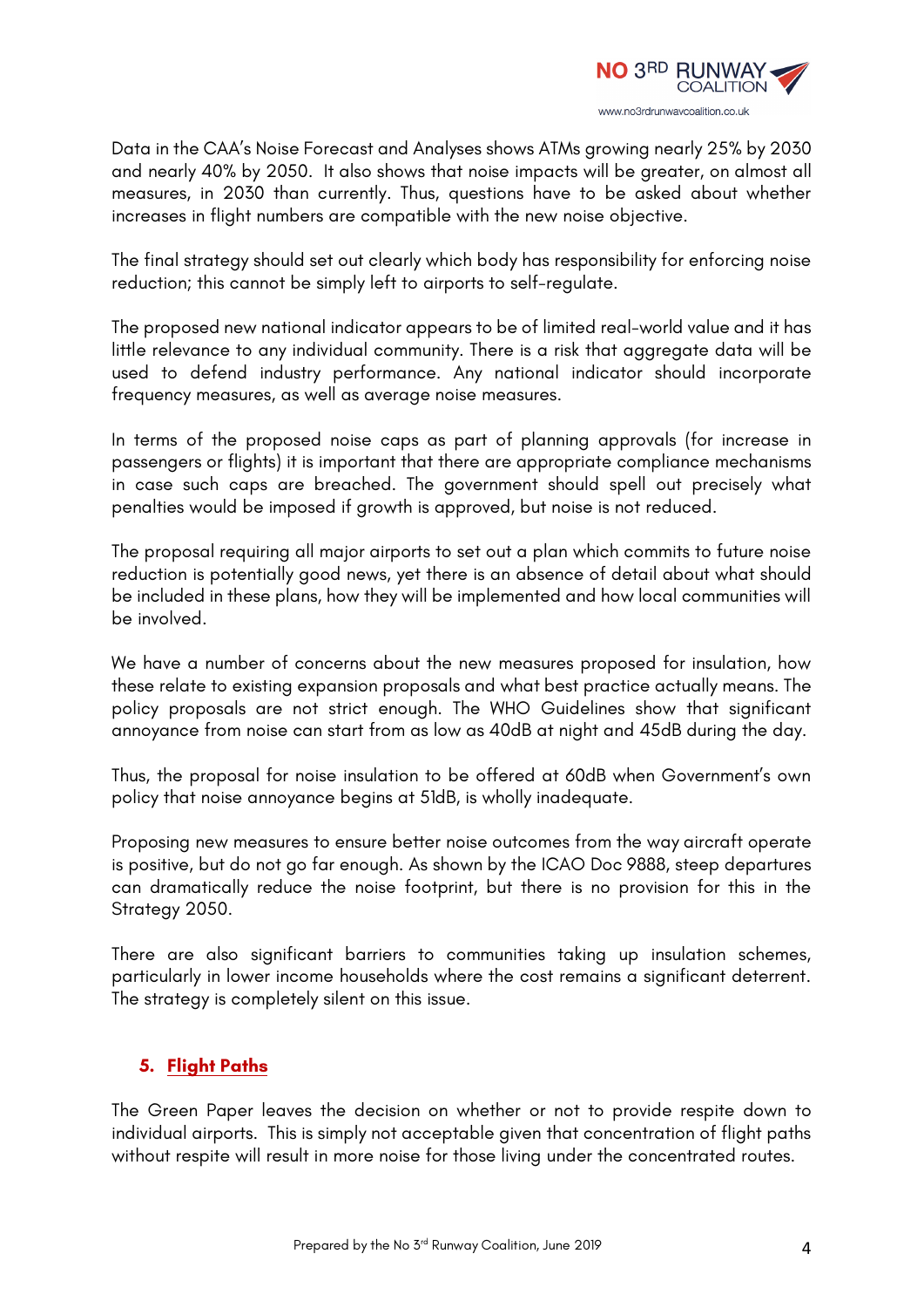Data in the CAA's Noise Forecast and Analyses shows ATMs growing nearly 25% by 2030 and nearly 40% by 2050. It also shows that noise impacts will be greater, on almost all measures, in 2030 than currently. Thus, questions have to be asked about whether increases in flight numbers are compatible with the new noise objective.

The final strategy should set out clearly which body has responsibility for enforcing noise reduction; this cannot be simply left to airports to self-regulate.

The proposed new national indicator appears to be of limited real-world value and it has little relevance to any individual community. There is a risk that aggregate data will be used to defend industry performance. Any national indicator should incorporate frequency measures, as well as average noise measures.

In terms of the proposed noise caps as part of planning approvals (for increase in passengers or flights) it is important that there are appropriate compliance mechanisms in case such caps are breached. The government should spell out precisely what penalties would be imposed if growth is approved, but noise is not reduced.

The proposal requiring all major airports to set out a plan which commits to future noise reduction is potentially good news, yet there is an absence of detail about what should be included in these plans, how they will be implemented and how local communities will be involved.

We have a number of concerns about the new measures proposed for insulation, how these relate to existing expansion proposals and what best practice actually means. The policy proposals are not strict enough. The WHO Guidelines show that significant annoyance from noise can start from as low as 40dB at night and 45dB during the day.

Thus, the proposal for noise insulation to be offered at 60dB when Government's own policy that noise annoyance begins at 51dB, is wholly inadequate.

Proposing new measures to ensure better noise outcomes from the way aircraft operate is positive, but do not go far enough. As shown by the ICAO Doc 9888, steep departures can dramatically reduce the noise footprint, but there is no provision for this in the Strategy 2050.

There are also significant barriers to communities taking up insulation schemes, particularly in lower income households where the cost remains a significant deterrent. The strategy is completely silent on this issue.

## 5. Flight Paths

The Green Paper leaves the decision on whether or not to provide respite down to individual airports. This is simply not acceptable given that concentration of flight paths without respite will result in more noise for those living under the concentrated routes.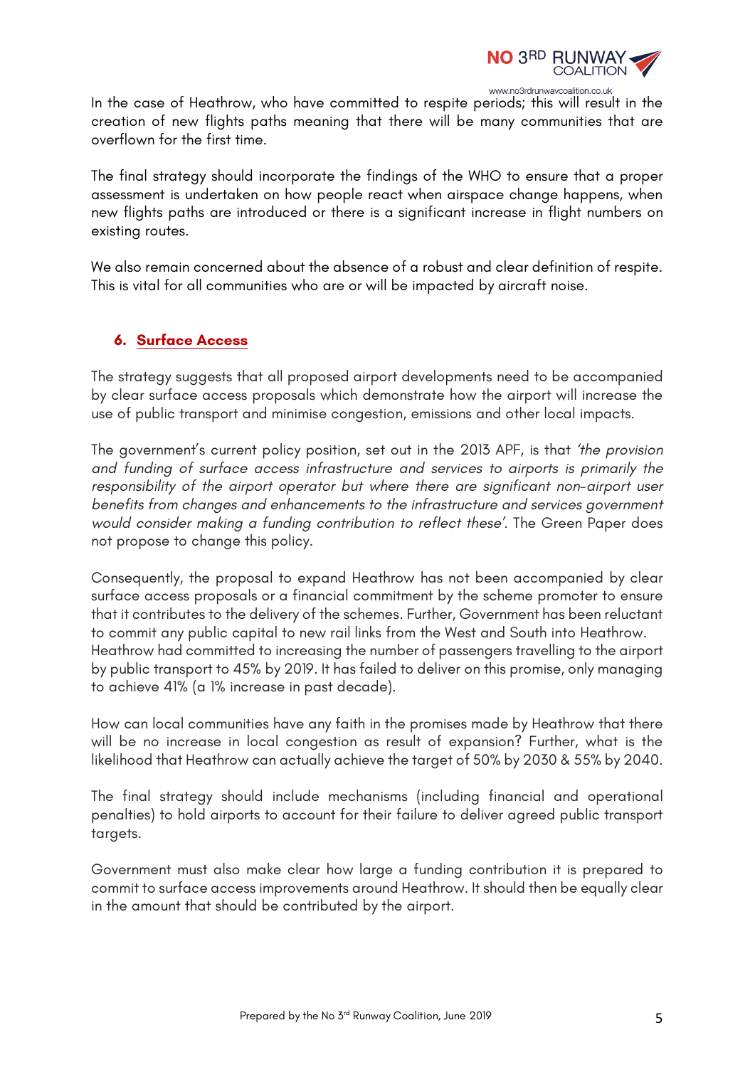In the case of Heathrow, who have committed to respite periods; this will result in the creation of new flights paths meaning that there will be many communities that are overflown for the first time.

The final strategy should incorporate the findings of the WHO to ensure that a proper assessment is undertaken on how people react when airspace change happens, when new flights paths are introduced or there is a significant increase in flight numbers on existing routes.

We also remain concerned about the absence of a robust and clear definition of respite. This is vital for all communities who are or will be impacted by aircraft noise.

## 6. Surface Access

The strategy suggests that all proposed airport developments need to be accompanied by clear surface access proposals which demonstrate how the airport will increase the use of public transport and minimise congestion, emissions and other local impacts.

The government's current policy position, set out in the 2013 APF, is that *'the provision and funding of surface access infrastructure and services to airports is primarily the responsibility of the airport operator but where there are significant non-airport user benefits from changes and enhancements to the infrastructure and services government would consider making a funding contribution to reflect these'*. The Green Paper does not propose to change this policy.

Consequently, the proposal to expand Heathrow has not been accompanied by clear surface access proposals or a financial commitment by the scheme promoter to ensure that it contributes to the delivery of the schemes. Further, Government has been reluctant to commit any public capital to new rail links from the West and South into Heathrow.
Heathrow had committed to increasing the number of passengers travelling to the airport by public transport to 45% by 2019. It has failed to deliver on this promise, only managing to achieve 41% (a 1% increase in past decade).

How can local communities have any faith in the promises made by Heathrow that there will be no increase in local congestion as result of expansion? Further, what is the likelihood that Heathrow can actually achieve the target of 50% by 2030 & 55% by 2040.

The final strategy should include mechanisms (including financial and operational penalties) to hold airports to account for their failure to deliver agreed public transport targets.

Government must also make clear how large a funding contribution it is prepared to commit to surface access improvements around Heathrow. It should then be equally clear in the amount that should be contributed by the airport.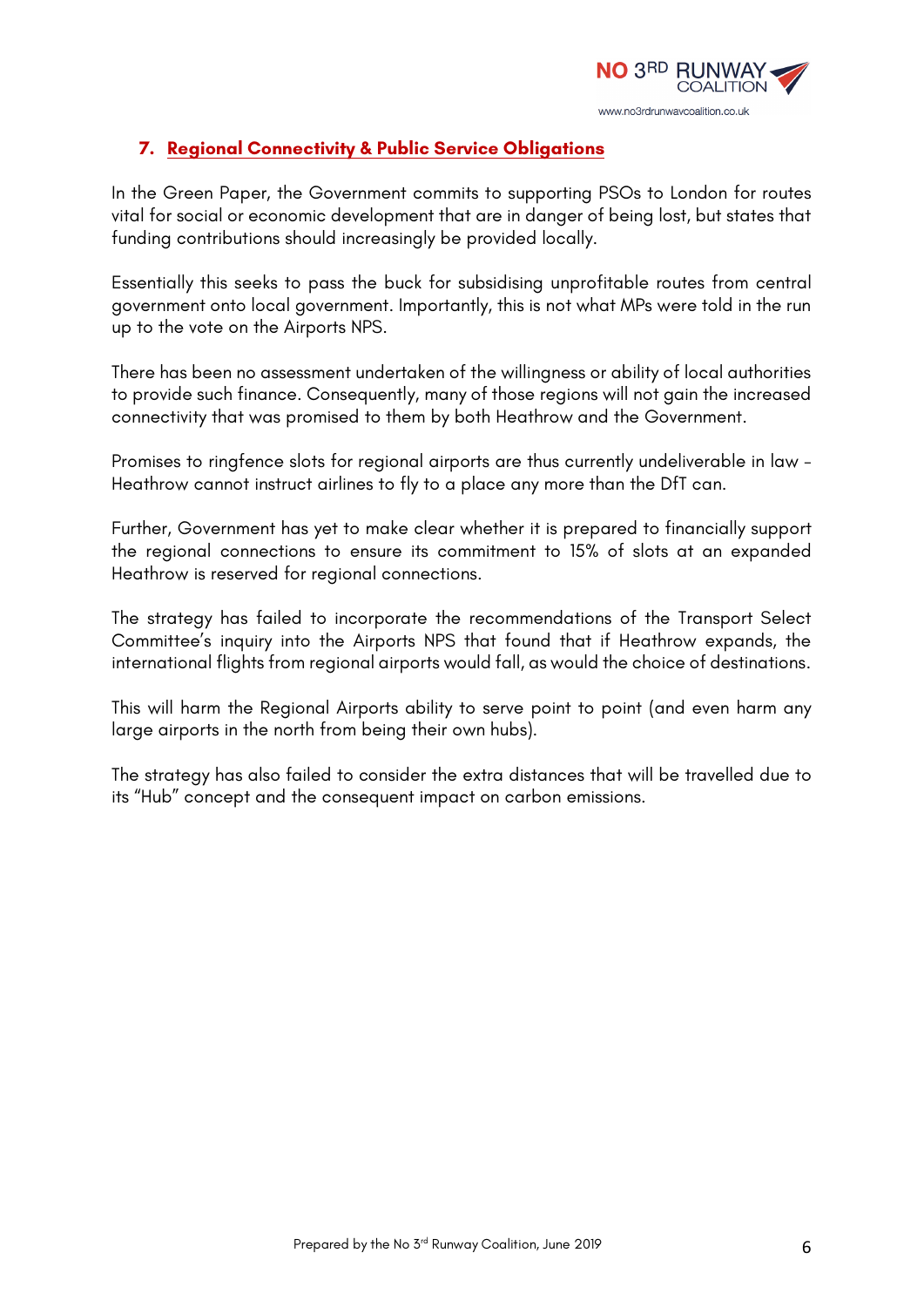## 7. Regional Connectivity & Public Service Obligations

In the Green Paper, the Government commits to supporting PSOs to London for routes vital for social or economic development that are in danger of being lost, but states that funding contributions should increasingly be provided locally.

Essentially this seeks to pass the buck for subsidising unprofitable routes from central government onto local government. Importantly, this is not what MPs were told in the run up to the vote on the Airports NPS.

There has been no assessment undertaken of the willingness or ability of local authorities to provide such finance. Consequently, many of those regions will not gain the increased connectivity that was promised to them by both Heathrow and the Government.

Promises to ringfence slots for regional airports are thus currently undeliverable in law - Heathrow cannot instruct airlines to fly to a place any more than the DfT can.

Further, Government has yet to make clear whether it is prepared to financially support the regional connections to ensure its commitment to 15% of slots at an expanded Heathrow is reserved for regional connections.

The strategy has failed to incorporate the recommendations of the Transport Select Committee's inquiry into the Airports NPS that found that if Heathrow expands, the international flights from regional airports would fall, as would the choice of destinations.

This will harm the Regional Airports ability to serve point to point (and even harm any large airports in the north from being their own hubs).

The strategy has also failed to consider the extra distances that will be travelled due to its "Hub" concept and the consequent impact on carbon emissions.